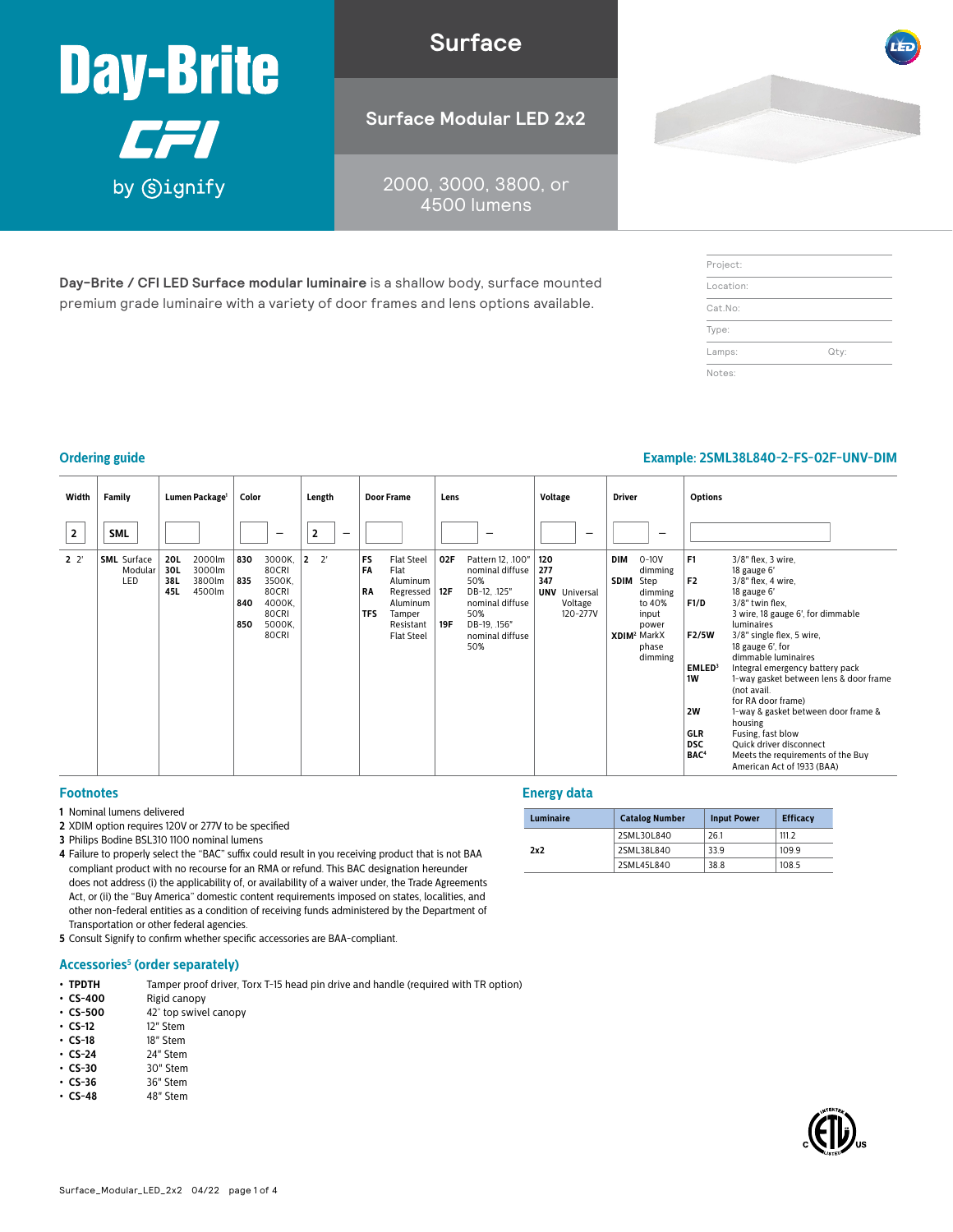# Day-Brite CFI by Signify

## Surface

## Surface Modular LED 2x2

2000, 3000, 3800, or 4500 lumens

**Day-Brite / CFI LED Surface modular luminaire** is a shallow body, surface mounted premium grade luminaire with a variety of door frames and lens options available.

| Project: | |
|---|---|
| Location: | |
| Cat.No: | |
| Type: | |
| Lamps: | Qty: |
| Notes: | |

## Ordering guide

**Example: 2SML38L840-2-FS-02F-UNV-DIM**

| Width | Family | Lumen Package[1] | Color | Length | Door Frame | Lens | Voltage | Driver | Options |
|---|---|---|---|---|---|---|---|---|---|
| 2 | SML | | – | 2 – | | – | – | – | |
| **2** 2' | **SML** Surface Modular LED | **20L** 2000lm<br>**30L** 3000lm<br>**38L** 3800lm<br>**45L** 4500lm | **830** 3000K, 80CRI<br>**835** 3500K, 80CRI<br>**840** 4000K, 80CRI<br>**850** 5000K, 80CRI | **2** 2' | **FS** Flat Steel<br>**FA** Flat Aluminum<br>**RA** Regressed Aluminum<br>**TFS** Tamper Resistant Flat Steel | **02F** Pattern 12, .100" nominal diffuse 50%<br>**12F** DB-12, .125" nominal diffuse 50%<br>**19F** DB-19, .156" nominal diffuse 50% | **120**<br>**277**<br>**347**<br>**UNV** Universal Voltage 120-277V | **DIM** 0-10V dimming<br>**SDIM** Step dimming to 40% input power<br>**XDIM**[2] MarkX phase dimming | **F1** 3/8" flex, 3 wire, 18 gauge 6'<br>**F2** 3/8" flex, 4 wire, 18 gauge 6'<br>**F1/D** 3/8" twin flex, 3 wire, 18 gauge 6', for dimmable luminaires<br>**F2/5W** 3/8" single flex, 5 wire, 18 gauge 6', for dimmable luminaires<br>**EMLED**[3] Integral emergency battery pack<br>**1W** 1-way gasket between lens & door frame (not avail. for RA door frame)<br>**2W** 1-way & gasket between door frame & housing<br>**GLR** Fusing, fast blow<br>**DSC** Quick driver disconnect<br>**BAC**[4] Meets the requirements of the Buy American Act of 1933 (BAA) |

## Footnotes

1. Nominal lumens delivered
2. XDIM option requires 120V or 277V to be specified
3. Philips Bodine BSL310 1100 nominal lumens
4. Failure to properly select the "BAC" suffix could result in you receiving product that is not BAA compliant product with no recourse for an RMA or refund. This BAC designation hereunder does not address (i) the applicability of, or availability of a waiver under, the Trade Agreements Act, or (ii) the "Buy America" domestic content requirements imposed on states, localities, and other non-federal entities as a condition of receiving funds administered by the Department of Transportation or other federal agencies.
5. Consult Signify to confirm whether specific accessories are BAA-compliant.

## Energy data

| Luminaire | Catalog Number | Input Power | Efficacy |
|---|---|---|---|
| 2x2 | 2SML30L840 | 26.1 | 111.2 |
| | 2SML38L840 | 33.9 | 109.9 |
| | 2SML45L840 | 38.8 | 108.5 |

## Accessories[5] (order separately)

- **TPDTH** Tamper proof driver, Torx T-15 head pin drive and handle (required with TR option)
- **CS-400** Rigid canopy
- **CS-500** 42° top swivel canopy
- **CS-12** 12" Stem
- **CS-18** 18" Stem
- **CS-24** 24" Stem
- **CS-30** 30" Stem
- **CS-36** 36" Stem
- **CS-48** 48" Stem

Surface_Modular_LED_2x2 04/22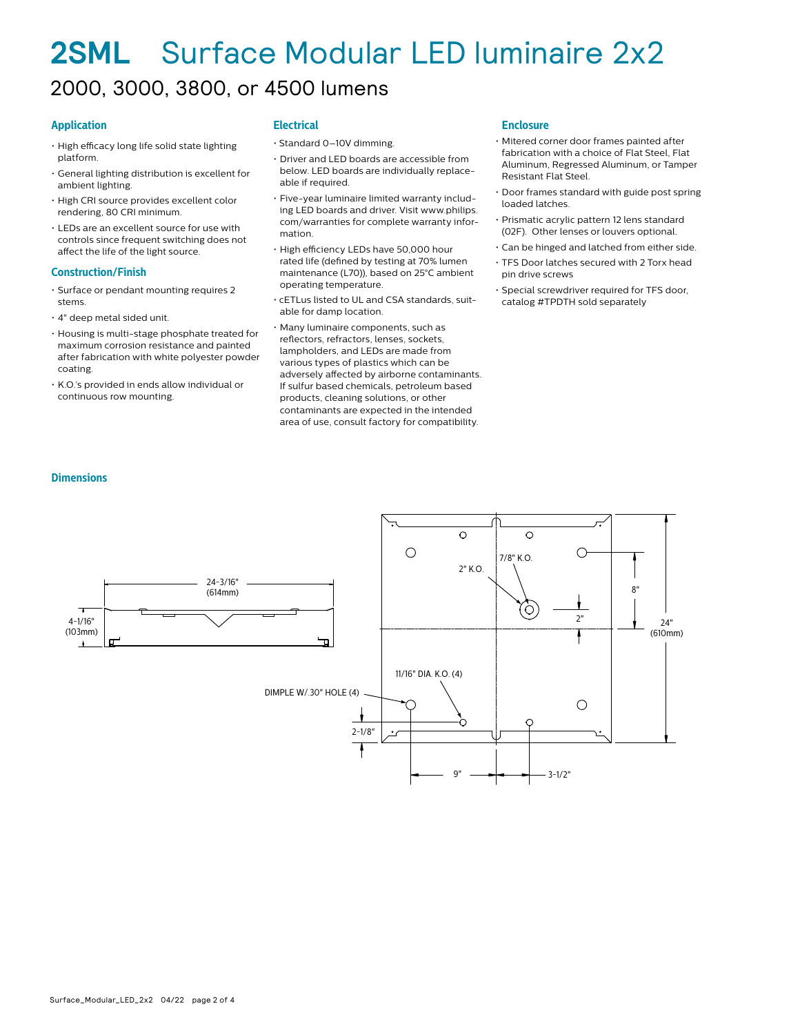# 2SML Surface Modular LED luminaire 2x2

## 2000, 3000, 3800, or 4500 lumens

### Application

- High efficacy long life solid state lighting platform.
- General lighting distribution is excellent for ambient lighting.
- High CRI source provides excellent color rendering, 80 CRI minimum.
- LEDs are an excellent source for use with controls since frequent switching does not affect the life of the light source.

### Construction/Finish

- Surface or pendant mounting requires 2 stems.
- 4" deep metal sided unit.
- Housing is multi-stage phosphate treated for maximum corrosion resistance and painted after fabrication with white polyester powder coating.
- K.O.'s provided in ends allow individual or continuous row mounting.

### Electrical

- Standard 0–10V dimming.
- Driver and LED boards are accessible from below. LED boards are individually replaceable if required.
- Five-year luminaire limited warranty including LED boards and driver. Visit www.philips.com/warranties for complete warranty information.
- High efficiency LEDs have 50,000 hour rated life (defined by testing at 70% lumen maintenance (L70)), based on 25°C ambient operating temperature.
- cETLus listed to UL and CSA standards, suitable for damp location.
- Many luminaire components, such as reflectors, refractors, lenses, sockets, lampholders, and LEDs are made from various types of plastics which can be adversely affected by airborne contaminants. If sulfur based chemicals, petroleum based products, cleaning solutions, or other contaminants are expected in the intended area of use, consult factory for compatibility.

### Enclosure

- Mitered corner door frames painted after fabrication with a choice of Flat Steel, Flat Aluminum, Regressed Aluminum, or Tamper Resistant Flat Steel.
- Door frames standard with guide post spring loaded latches.
- Prismatic acrylic pattern 12 lens standard (02F). Other lenses or louvers optional.
- Can be hinged and latched from either side.
- TFS Door latches secured with 2 Torx head pin drive screws
- Special screwdriver required for TFS door, catalog #TPDTH sold separately

### Dimensions

24-3/16" (614mm)
4-1/16" (103mm)
7/8" K.O.
2" K.O.
8"
2"
24" (610mm)
11/16" DIA. K.O. (4)
DIMPLE W/.30" HOLE (4)
2-1/8"
9"
3-1/2"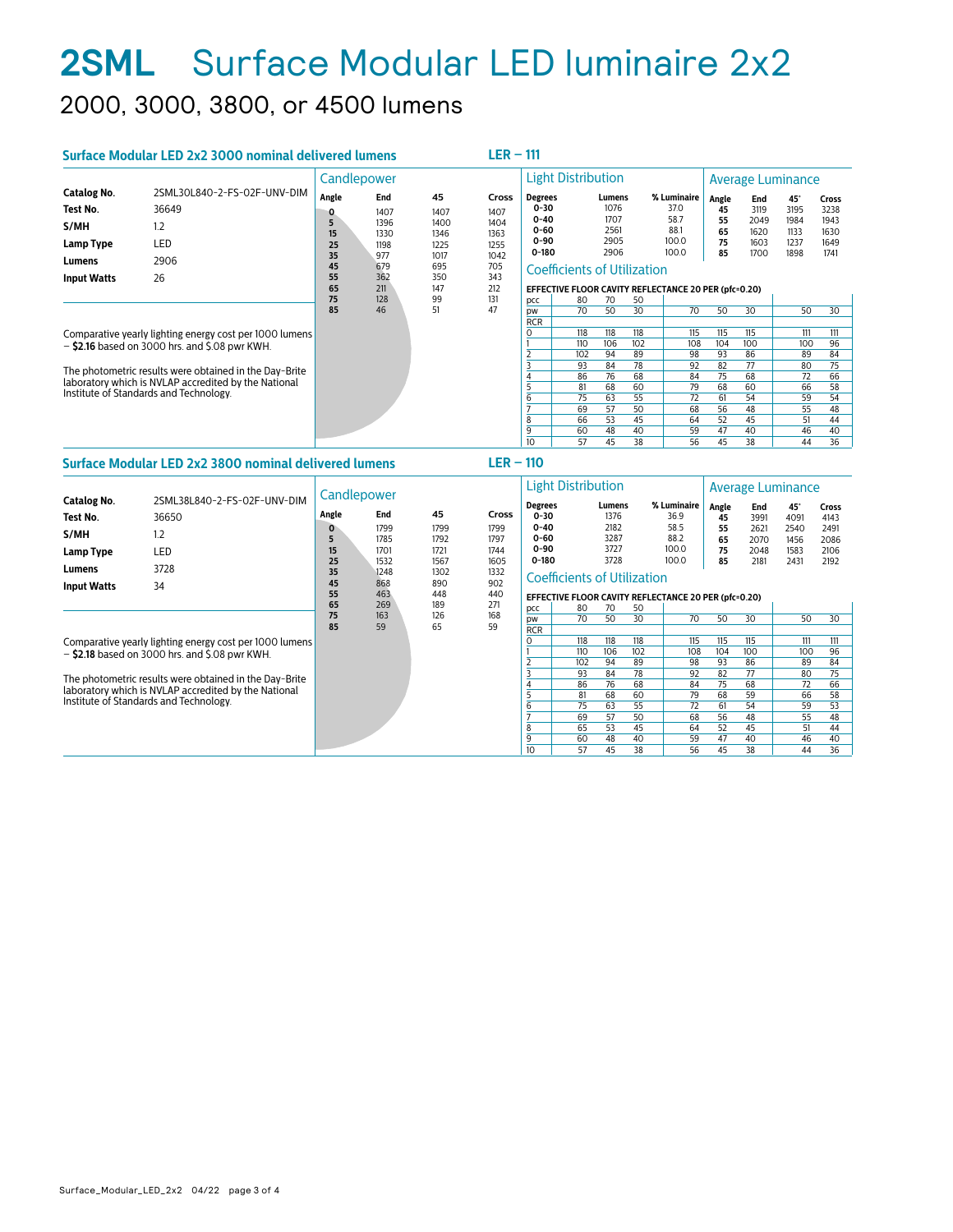# 2SML Surface Modular LED luminaire 2x2

## 2000, 3000, 3800, or 4500 lumens

### Surface Modular LED 2x2 3000 nominal delivered lumens

**LER – 111**

| | |
|---|---|
| **Catalog No.** | 2SML30L840-2-FS-02F-UNV-DIM |
| **Test No.** | 36649 |
| **S/MH** | 1.2 |
| **Lamp Type** | LED |
| **Lumens** | 2906 |
| **Input Watts** | 26 |

Comparative yearly lighting energy cost per 1000 lumens – **$2.16** based on 3000 hrs. and $.08 pwr KWH.

The photometric results were obtained in the Day-Brite laboratory which is NVLAP accredited by the National Institute of Standards and Technology.

**Candlepower**

| Angle | End | 45 | Cross |
|---|---|---|---|
| 0 | 1407 | 1407 | 1407 |
| 5 | 1396 | 1400 | 1404 |
| 15 | 1330 | 1346 | 1363 |
| 25 | 1198 | 1225 | 1255 |
| 35 | 977 | 1017 | 1042 |
| 45 | 679 | 695 | 705 |
| 55 | 362 | 350 | 343 |
| 65 | 211 | 147 | 212 |
| 75 | 128 | 99 | 131 |
| 85 | 46 | 51 | 47 |

**Light Distribution**

| Degrees | Lumens | % Luminaire |
|---|---|---|
| 0-30 | 1076 | 37.0 |
| 0-40 | 1707 | 58.7 |
| 0-60 | 2561 | 88.1 |
| 0-90 | 2905 | 100.0 |
| 0-180 | 2906 | 100.0 |

**Average Luminance**

| Angle | End | 45° | Cross |
|---|---|---|---|
| 45 | 3119 | 3195 | 3238 |
| 55 | 2049 | 1984 | 1943 |
| 65 | 1620 | 1133 | 1630 |
| 75 | 1603 | 1237 | 1649 |
| 85 | 1700 | 1898 | 1741 |

**Coefficients of Utilization**

EFFECTIVE FLOOR CAVITY REFLECTANCE 20 PER (pfc=0.20)

| pcc | 80 | | | 70 | | | 50 | |
|---|---|---|---|---|---|---|---|---|
| pw | 70 | 50 | 30 | 70 | 50 | 30 | 50 | 30 |
| RCR | | | | | | | | |
| 0 | 118 | 118 | 118 | 115 | 115 | 115 | 111 | 111 |
| 1 | 110 | 106 | 102 | 108 | 104 | 100 | 100 | 96 |
| 2 | 102 | 94 | 89 | 98 | 93 | 86 | 89 | 84 |
| 3 | 93 | 84 | 78 | 92 | 82 | 77 | 80 | 75 |
| 4 | 86 | 76 | 68 | 84 | 75 | 68 | 72 | 66 |
| 5 | 81 | 68 | 60 | 79 | 68 | 60 | 66 | 58 |
| 6 | 75 | 63 | 55 | 72 | 61 | 54 | 59 | 54 |
| 7 | 69 | 57 | 50 | 68 | 56 | 48 | 55 | 48 |
| 8 | 66 | 53 | 45 | 64 | 52 | 45 | 51 | 44 |
| 9 | 60 | 48 | 40 | 59 | 47 | 40 | 46 | 40 |
| 10 | 57 | 45 | 38 | 56 | 45 | 38 | 44 | 36 |

### Surface Modular LED 2x2 3800 nominal delivered lumens

**LER – 110**

| | |
|---|---|
| **Catalog No.** | 2SML38L840-2-FS-02F-UNV-DIM |
| **Test No.** | 36650 |
| **S/MH** | 1.2 |
| **Lamp Type** | LED |
| **Lumens** | 3728 |
| **Input Watts** | 34 |

Comparative yearly lighting energy cost per 1000 lumens – **$2.18** based on 3000 hrs. and $.08 pwr KWH.

The photometric results were obtained in the Day-Brite laboratory which is NVLAP accredited by the National Institute of Standards and Technology.

**Candlepower**

| Angle | End | 45 | Cross |
|---|---|---|---|
| 0 | 1799 | 1799 | 1799 |
| 5 | 1785 | 1792 | 1797 |
| 15 | 1701 | 1721 | 1744 |
| 25 | 1532 | 1567 | 1605 |
| 35 | 1248 | 1302 | 1332 |
| 45 | 868 | 890 | 902 |
| 55 | 463 | 448 | 440 |
| 65 | 269 | 189 | 271 |
| 75 | 163 | 126 | 168 |
| 85 | 59 | 65 | 59 |

**Light Distribution**

| Degrees | Lumens | % Luminaire |
|---|---|---|
| 0-30 | 1376 | 36.9 |
| 0-40 | 2182 | 58.5 |
| 0-60 | 3287 | 88.2 |
| 0-90 | 3727 | 100.0 |
| 0-180 | 3728 | 100.0 |

**Average Luminance**

| Angle | End | 45° | Cross |
|---|---|---|---|
| 45 | 3991 | 4091 | 4143 |
| 55 | 2621 | 2540 | 2491 |
| 65 | 2070 | 1456 | 2086 |
| 75 | 2048 | 1583 | 2106 |
| 85 | 2181 | 2431 | 2192 |

**Coefficients of Utilization**

EFFECTIVE FLOOR CAVITY REFLECTANCE 20 PER (pfc=0.20)

| pcc | 80 | | | 70 | | | 50 | |
|---|---|---|---|---|---|---|---|---|
| pw | 70 | 50 | 30 | 70 | 50 | 30 | 50 | 30 |
| RCR | | | | | | | | |
| 0 | 118 | 118 | 118 | 115 | 115 | 115 | 111 | 111 |
| 1 | 110 | 106 | 102 | 108 | 104 | 100 | 100 | 96 |
| 2 | 102 | 94 | 89 | 98 | 93 | 86 | 89 | 84 |
| 3 | 93 | 84 | 78 | 92 | 82 | 77 | 80 | 75 |
| 4 | 86 | 76 | 68 | 84 | 75 | 68 | 72 | 66 |
| 5 | 81 | 68 | 60 | 79 | 68 | 59 | 66 | 58 |
| 6 | 75 | 63 | 55 | 72 | 61 | 54 | 59 | 53 |
| 7 | 69 | 57 | 50 | 68 | 56 | 48 | 55 | 48 |
| 8 | 65 | 53 | 45 | 64 | 52 | 45 | 51 | 44 |
| 9 | 60 | 48 | 40 | 59 | 47 | 40 | 46 | 40 |
| 10 | 57 | 45 | 38 | 56 | 45 | 38 | 44 | 36 |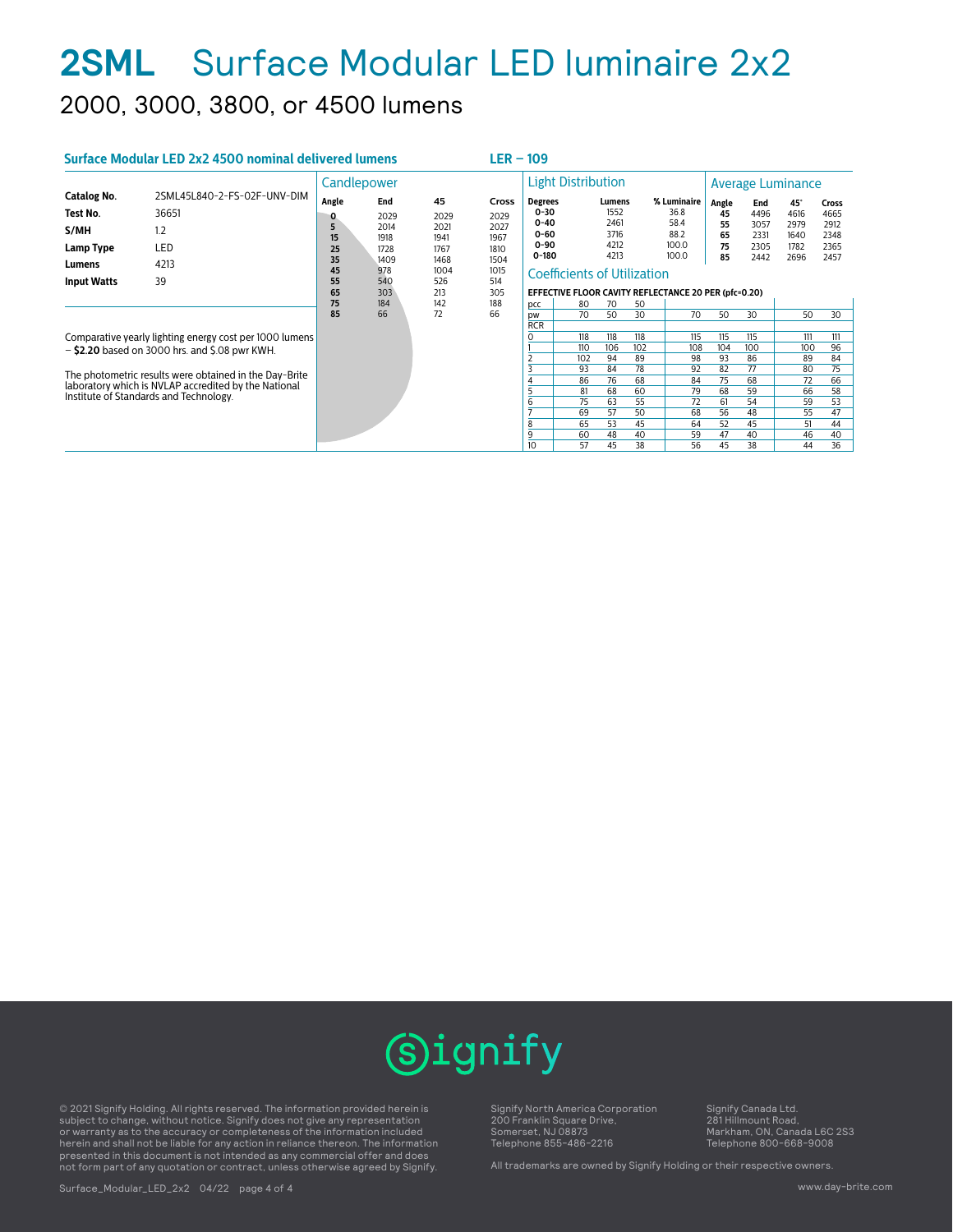# 2SML Surface Modular LED luminaire 2x2

## 2000, 3000, 3800, or 4500 lumens

### Surface Modular LED 2x2 4500 nominal delivered lumens

**LER – 109**

| | |
|---|---|
| **Catalog No.** | 2SML45L840-2-FS-02F-UNV-DIM |
| **Test No.** | 36651 |
| **S/MH** | 1.2 |
| **Lamp Type** | LED |
| **Lumens** | 4213 |
| **Input Watts** | 39 |

Comparative yearly lighting energy cost per 1000 lumens – **$2.20** based on 3000 hrs. and $.08 pwr KWH.

The photometric results were obtained in the Day-Brite laboratory which is NVLAP accredited by the National Institute of Standards and Technology.

#### Candlepower

| Angle | End | 45 | Cross |
|---|---|---|---|
| 0 | 2029 | 2029 | 2029 |
| 5 | 2014 | 2021 | 2027 |
| 15 | 1918 | 1941 | 1967 |
| 25 | 1728 | 1767 | 1810 |
| 35 | 1409 | 1468 | 1504 |
| 45 | 978 | 1004 | 1015 |
| 55 | 540 | 526 | 514 |
| 65 | 303 | 213 | 305 |
| 75 | 184 | 142 | 188 |
| 85 | 66 | 72 | 66 |

#### Light Distribution

| Degrees | Lumens | % Luminaire |
|---|---|---|
| 0-30 | 1552 | 36.8 |
| 0-40 | 2461 | 58.4 |
| 0-60 | 3716 | 88.2 |
| 0-90 | 4212 | 100.0 |
| 0-180 | 4213 | 100.0 |

#### Average Luminance

| Angle | End | 45° | Cross |
|---|---|---|---|
| 45 | 4496 | 4616 | 4665 |
| 55 | 3057 | 2979 | 2912 |
| 65 | 2331 | 1640 | 2348 |
| 75 | 2305 | 1782 | 2365 |
| 85 | 2442 | 2696 | 2457 |

#### Coefficients of Utilization

**EFFECTIVE FLOOR CAVITY REFLECTANCE 20 PER (pfc=0.20)**

| pcc | 80 | | | 70 | | | 50 | |
|---|---|---|---|---|---|---|---|---|
| pw | 70 | 50 | 30 | 70 | 50 | 30 | 50 | 30 |
| RCR | | | | | | | | |
| 0 | 118 | 118 | 118 | 115 | 115 | 115 | 111 | 111 |
| 1 | 110 | 106 | 102 | 108 | 104 | 100 | 100 | 96 |
| 2 | 102 | 94 | 89 | 98 | 93 | 86 | 89 | 84 |
| 3 | 93 | 84 | 78 | 92 | 82 | 77 | 80 | 75 |
| 4 | 86 | 76 | 68 | 84 | 75 | 68 | 72 | 66 |
| 5 | 81 | 68 | 60 | 79 | 68 | 59 | 66 | 58 |
| 6 | 75 | 63 | 55 | 72 | 61 | 54 | 59 | 53 |
| 7 | 69 | 57 | 50 | 68 | 56 | 48 | 55 | 47 |
| 8 | 65 | 53 | 45 | 64 | 52 | 45 | 51 | 44 |
| 9 | 60 | 48 | 40 | 59 | 47 | 40 | 46 | 40 |
| 10 | 57 | 45 | 38 | 56 | 45 | 38 | 44 | 36 |

signify

© 2021 Signify Holding. All rights reserved. The information provided herein is subject to change, without notice. Signify does not give any representation or warranty as to the accuracy or completeness of the information included herein and shall not be liable for any action in reliance thereon. The information presented in this document is not intended as any commercial offer and does not form part of any quotation or contract, unless otherwise agreed by Signify.

Signify North America Corporation
200 Franklin Square Drive,
Somerset, NJ 08873
Telephone 855-486-2216

Signify Canada Ltd.
281 Hillmount Road,
Markham, ON, Canada L6C 2S3
Telephone 800-668-9008

All trademarks are owned by Signify Holding or their respective owners.

Surface_Modular_LED_2x2 04/22

www.day-brite.com